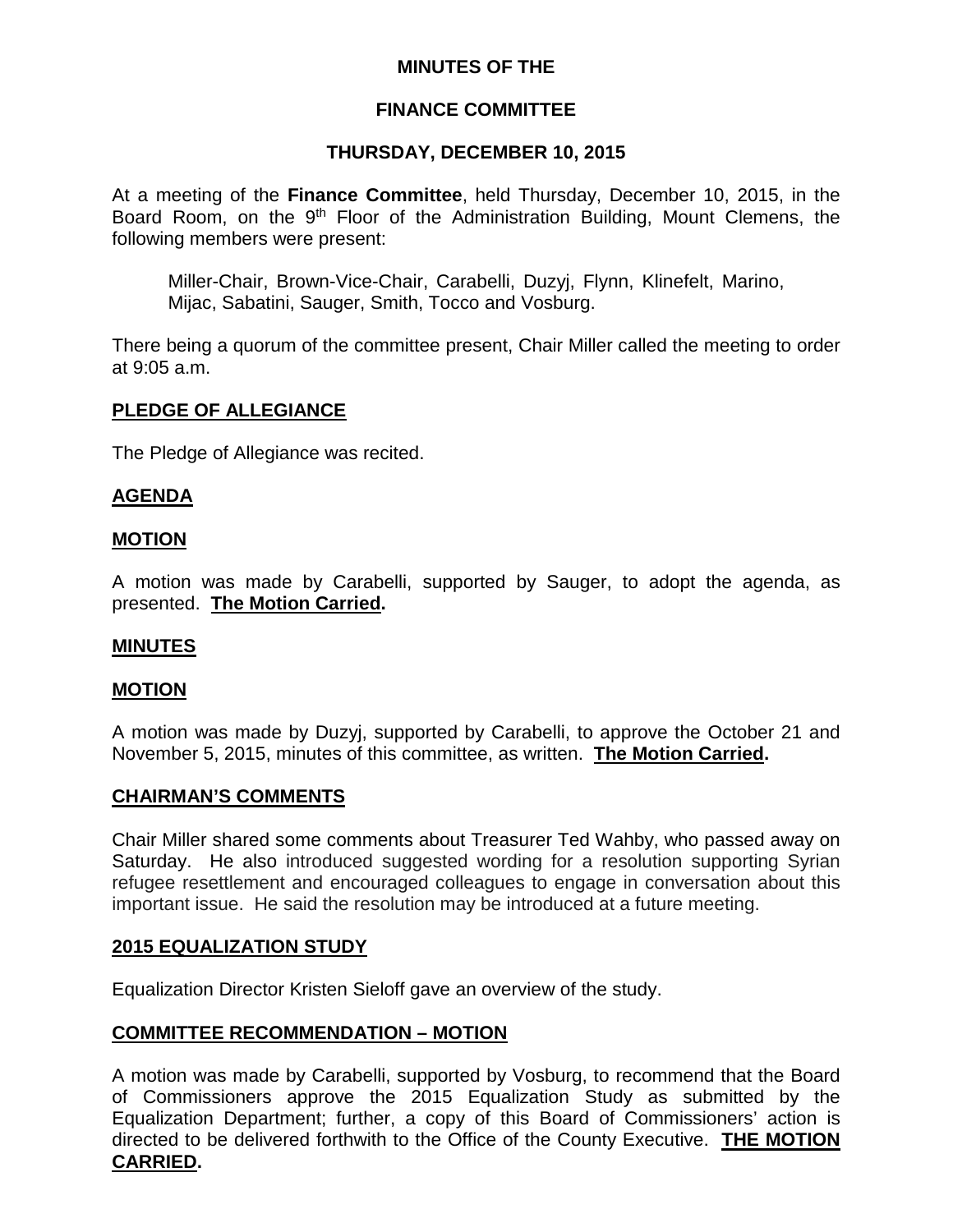**MINUTES OF THE**

**FINANCE COMMITTEE**

**THURSDAY, DECEMBER 10, 2015**

At a meeting of the **Finance Committee**, held Thursday, December 10, 2015, in the Board Room, on the 9th Floor of the Administration Building, Mount Clemens, the following members were present:

Miller-Chair, Brown-Vice-Chair, Carabelli, Duzyj, Flynn, Klinefelt, Marino, Mijac, Sabatini, Sauger, Smith, Tocco and Vosburg.

There being a quorum of the committee present, Chair Miller called the meeting to order at 9:05 a.m.

**PLEDGE OF ALLEGIANCE**

The Pledge of Allegiance was recited.

**AGENDA**

**MOTION**

A motion was made by Carabelli, supported by Sauger, to adopt the agenda, as presented. **The Motion Carried.**

**MINUTES**

**MOTION**

A motion was made by Duzyj, supported by Carabelli, to approve the October 21 and November 5, 2015, minutes of this committee, as written. **The Motion Carried.**

**CHAIRMAN'S COMMENTS**

Chair Miller shared some comments about Treasurer Ted Wahby, who passed away on Saturday. He also introduced suggested wording for a resolution supporting Syrian refugee resettlement and encouraged colleagues to engage in conversation about this important issue. He said the resolution may be introduced at a future meeting.

**2015 EQUALIZATION STUDY**

Equalization Director Kristen Sieloff gave an overview of the study.

**COMMITTEE RECOMMENDATION – MOTION**

A motion was made by Carabelli, supported by Vosburg, to recommend that the Board of Commissioners approve the 2015 Equalization Study as submitted by the Equalization Department; further, a copy of this Board of Commissioners' action is directed to be delivered forthwith to the Office of the County Executive. **THE MOTION CARRIED.**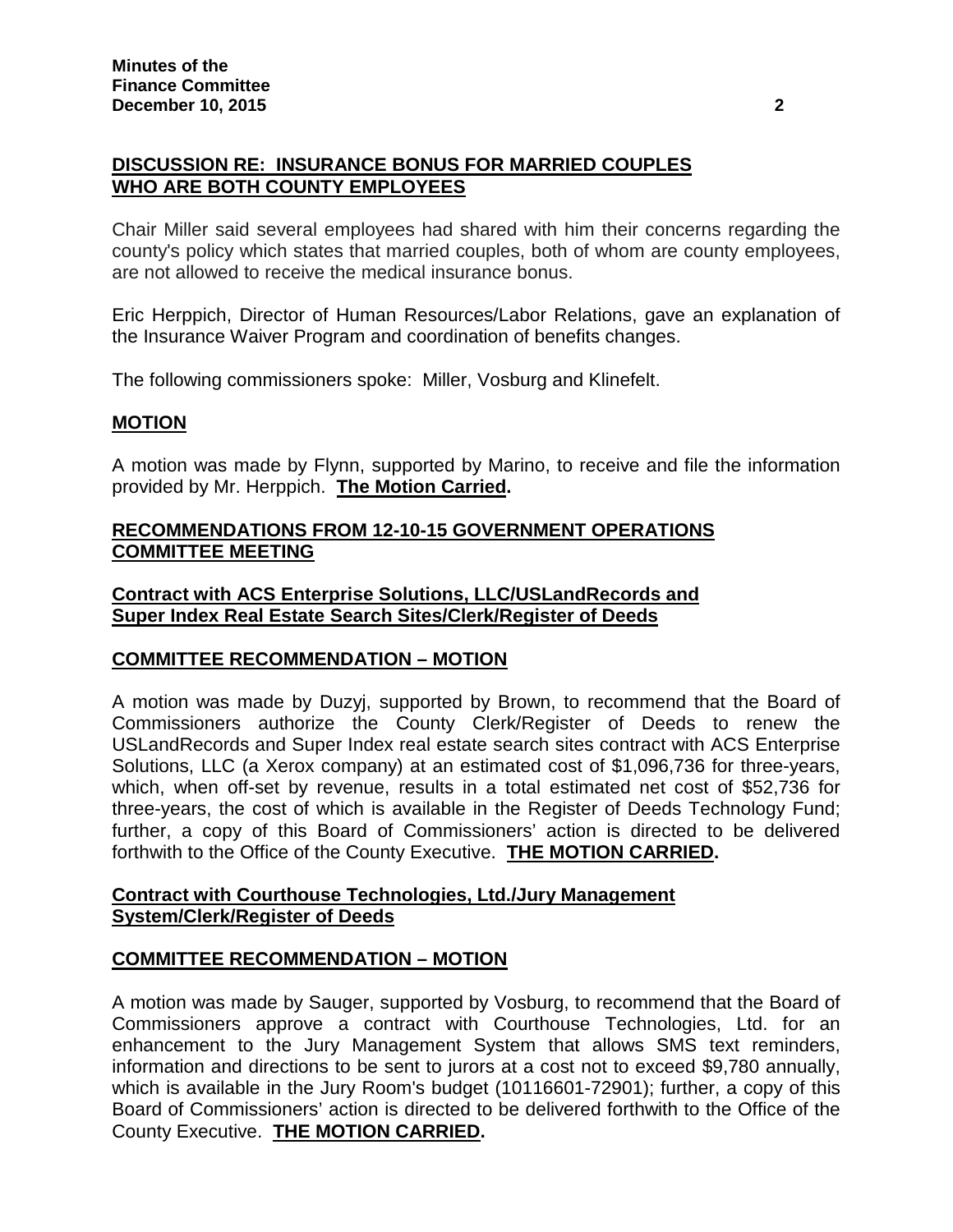**DISCUSSION RE: INSURANCE BONUS FOR MARRIED COUPLES WHO ARE BOTH COUNTY EMPLOYEES**

Chair Miller said several employees had shared with him their concerns regarding the county's policy which states that married couples, both of whom are county employees, are not allowed to receive the medical insurance bonus.

Eric Herppich, Director of Human Resources/Labor Relations, gave an explanation of the Insurance Waiver Program and coordination of benefits changes.

The following commissioners spoke: Miller, Vosburg and Klinefelt.

**MOTION**

A motion was made by Flynn, supported by Marino, to receive and file the information provided by Mr. Herppich. **The Motion Carried.**

**RECOMMENDATIONS FROM 12-10-15 GOVERNMENT OPERATIONS COMMITTEE MEETING**

**Contract with ACS Enterprise Solutions, LLC/USLandRecords and Super Index Real Estate Search Sites/Clerk/Register of Deeds**

**COMMITTEE RECOMMENDATION – MOTION**

A motion was made by Duzyj, supported by Brown, to recommend that the Board of Commissioners authorize the County Clerk/Register of Deeds to renew the USLandRecords and Super Index real estate search sites contract with ACS Enterprise Solutions, LLC (a Xerox company) at an estimated cost of $1,096,736 for three-years, which, when off-set by revenue, results in a total estimated net cost of $52,736 for three-years, the cost of which is available in the Register of Deeds Technology Fund; further, a copy of this Board of Commissioners' action is directed to be delivered forthwith to the Office of the County Executive. **THE MOTION CARRIED.**

**Contract with Courthouse Technologies, Ltd./Jury Management System/Clerk/Register of Deeds**

**COMMITTEE RECOMMENDATION – MOTION**

A motion was made by Sauger, supported by Vosburg, to recommend that the Board of Commissioners approve a contract with Courthouse Technologies, Ltd. for an enhancement to the Jury Management System that allows SMS text reminders, information and directions to be sent to jurors at a cost not to exceed $9,780 annually, which is available in the Jury Room's budget (10116601-72901); further, a copy of this Board of Commissioners' action is directed to be delivered forthwith to the Office of the County Executive. **THE MOTION CARRIED.**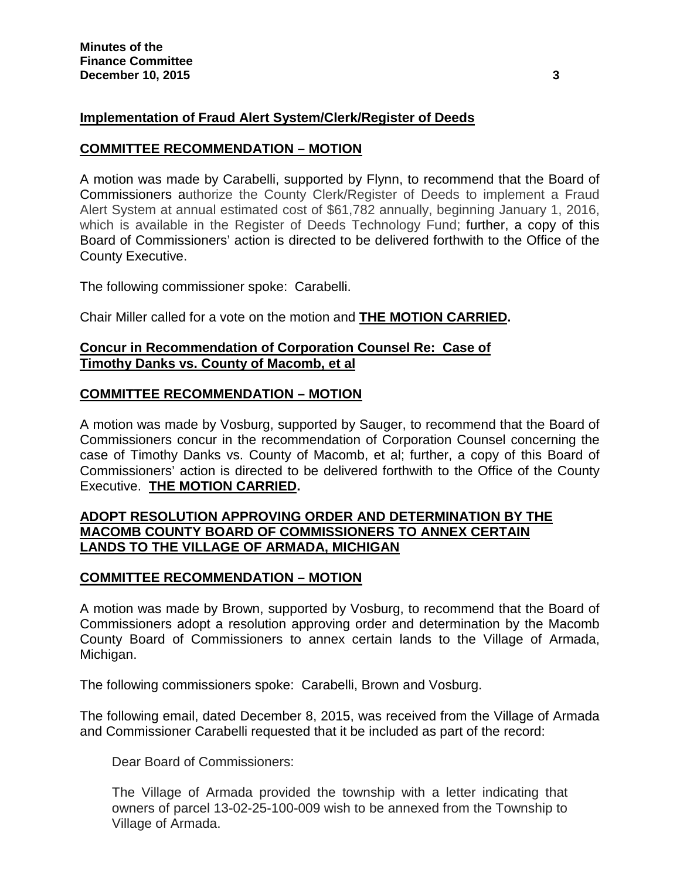**Implementation of Fraud Alert System/Clerk/Register of Deeds**

**COMMITTEE RECOMMENDATION – MOTION**

A motion was made by Carabelli, supported by Flynn, to recommend that the Board of Commissioners authorize the County Clerk/Register of Deeds to implement a Fraud Alert System at annual estimated cost of $61,782 annually, beginning January 1, 2016, which is available in the Register of Deeds Technology Fund; further, a copy of this Board of Commissioners' action is directed to be delivered forthwith to the Office of the County Executive.

The following commissioner spoke: Carabelli.

Chair Miller called for a vote on the motion and **THE MOTION CARRIED.**

**Concur in Recommendation of Corporation Counsel Re: Case of Timothy Danks vs. County of Macomb, et al**

**COMMITTEE RECOMMENDATION – MOTION**

A motion was made by Vosburg, supported by Sauger, to recommend that the Board of Commissioners concur in the recommendation of Corporation Counsel concerning the case of Timothy Danks vs. County of Macomb, et al; further, a copy of this Board of Commissioners' action is directed to be delivered forthwith to the Office of the County Executive. **THE MOTION CARRIED.**

**ADOPT RESOLUTION APPROVING ORDER AND DETERMINATION BY THE MACOMB COUNTY BOARD OF COMMISSIONERS TO ANNEX CERTAIN LANDS TO THE VILLAGE OF ARMADA, MICHIGAN**

**COMMITTEE RECOMMENDATION – MOTION**

A motion was made by Brown, supported by Vosburg, to recommend that the Board of Commissioners adopt a resolution approving order and determination by the Macomb County Board of Commissioners to annex certain lands to the Village of Armada, Michigan.

The following commissioners spoke: Carabelli, Brown and Vosburg.

The following email, dated December 8, 2015, was received from the Village of Armada and Commissioner Carabelli requested that it be included as part of the record:

> Dear Board of Commissioners:
>
> The Village of Armada provided the township with a letter indicating that owners of parcel 13-02-25-100-009 wish to be annexed from the Township to Village of Armada.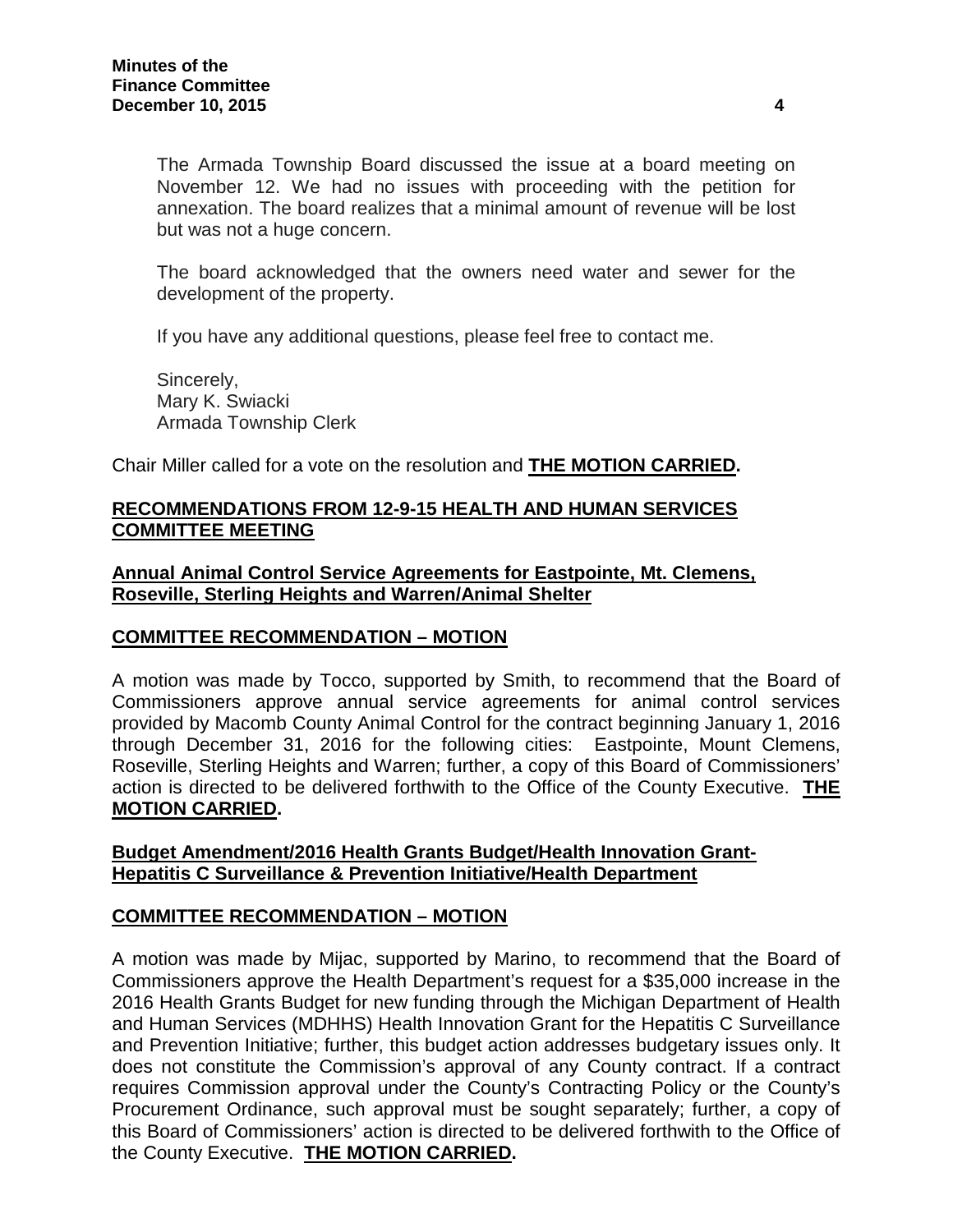The Armada Township Board discussed the issue at a board meeting on November 12. We had no issues with proceeding with the petition for annexation. The board realizes that a minimal amount of revenue will be lost but was not a huge concern.

The board acknowledged that the owners need water and sewer for the development of the property.

If you have any additional questions, please feel free to contact me.

Sincerely,
Mary K. Swiacki
Armada Township Clerk

Chair Miller called for a vote on the resolution and **THE MOTION CARRIED.**

**RECOMMENDATIONS FROM 12-9-15 HEALTH AND HUMAN SERVICES COMMITTEE MEETING**

**Annual Animal Control Service Agreements for Eastpointe, Mt. Clemens, Roseville, Sterling Heights and Warren/Animal Shelter**

**COMMITTEE RECOMMENDATION – MOTION**

A motion was made by Tocco, supported by Smith, to recommend that the Board of Commissioners approve annual service agreements for animal control services provided by Macomb County Animal Control for the contract beginning January 1, 2016 through December 31, 2016 for the following cities: Eastpointe, Mount Clemens, Roseville, Sterling Heights and Warren; further, a copy of this Board of Commissioners' action is directed to be delivered forthwith to the Office of the County Executive. **THE MOTION CARRIED.**

**Budget Amendment/2016 Health Grants Budget/Health Innovation Grant-Hepatitis C Surveillance & Prevention Initiative/Health Department**

**COMMITTEE RECOMMENDATION – MOTION**

A motion was made by Mijac, supported by Marino, to recommend that the Board of Commissioners approve the Health Department's request for a $35,000 increase in the 2016 Health Grants Budget for new funding through the Michigan Department of Health and Human Services (MDHHS) Health Innovation Grant for the Hepatitis C Surveillance and Prevention Initiative; further, this budget action addresses budgetary issues only. It does not constitute the Commission's approval of any County contract. If a contract requires Commission approval under the County's Contracting Policy or the County's Procurement Ordinance, such approval must be sought separately; further, a copy of this Board of Commissioners' action is directed to be delivered forthwith to the Office of the County Executive. **THE MOTION CARRIED.**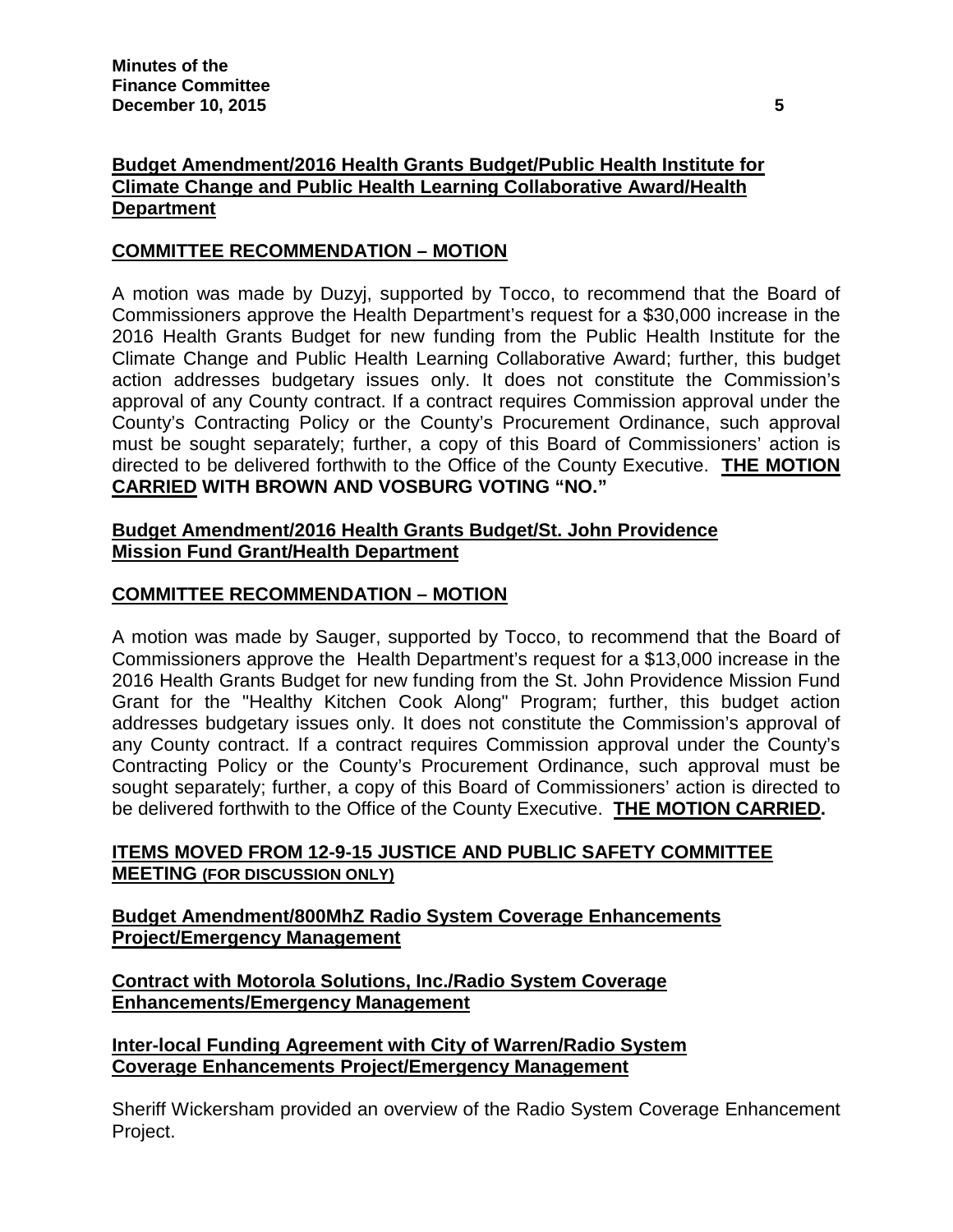**Budget Amendment/2016 Health Grants Budget/Public Health Institute for Climate Change and Public Health Learning Collaborative Award/Health Department**

**COMMITTEE RECOMMENDATION – MOTION**

A motion was made by Duzyj, supported by Tocco, to recommend that the Board of Commissioners approve the Health Department's request for a $30,000 increase in the 2016 Health Grants Budget for new funding from the Public Health Institute for the Climate Change and Public Health Learning Collaborative Award; further, this budget action addresses budgetary issues only. It does not constitute the Commission's approval of any County contract. If a contract requires Commission approval under the County's Contracting Policy or the County's Procurement Ordinance, such approval must be sought separately; further, a copy of this Board of Commissioners' action is directed to be delivered forthwith to the Office of the County Executive. **THE MOTION CARRIED WITH BROWN AND VOSBURG VOTING "NO."**

**Budget Amendment/2016 Health Grants Budget/St. John Providence Mission Fund Grant/Health Department**

**COMMITTEE RECOMMENDATION – MOTION**

A motion was made by Sauger, supported by Tocco, to recommend that the Board of Commissioners approve the Health Department's request for a $13,000 increase in the 2016 Health Grants Budget for new funding from the St. John Providence Mission Fund Grant for the "Healthy Kitchen Cook Along" Program; further, this budget action addresses budgetary issues only. It does not constitute the Commission's approval of any County contract. If a contract requires Commission approval under the County's Contracting Policy or the County's Procurement Ordinance, such approval must be sought separately; further, a copy of this Board of Commissioners' action is directed to be delivered forthwith to the Office of the County Executive. **THE MOTION CARRIED.**

**ITEMS MOVED FROM 12-9-15 JUSTICE AND PUBLIC SAFETY COMMITTEE MEETING (FOR DISCUSSION ONLY)**

**Budget Amendment/800MhZ Radio System Coverage Enhancements Project/Emergency Management**

**Contract with Motorola Solutions, Inc./Radio System Coverage Enhancements/Emergency Management**

**Inter-local Funding Agreement with City of Warren/Radio System Coverage Enhancements Project/Emergency Management**

Sheriff Wickersham provided an overview of the Radio System Coverage Enhancement Project.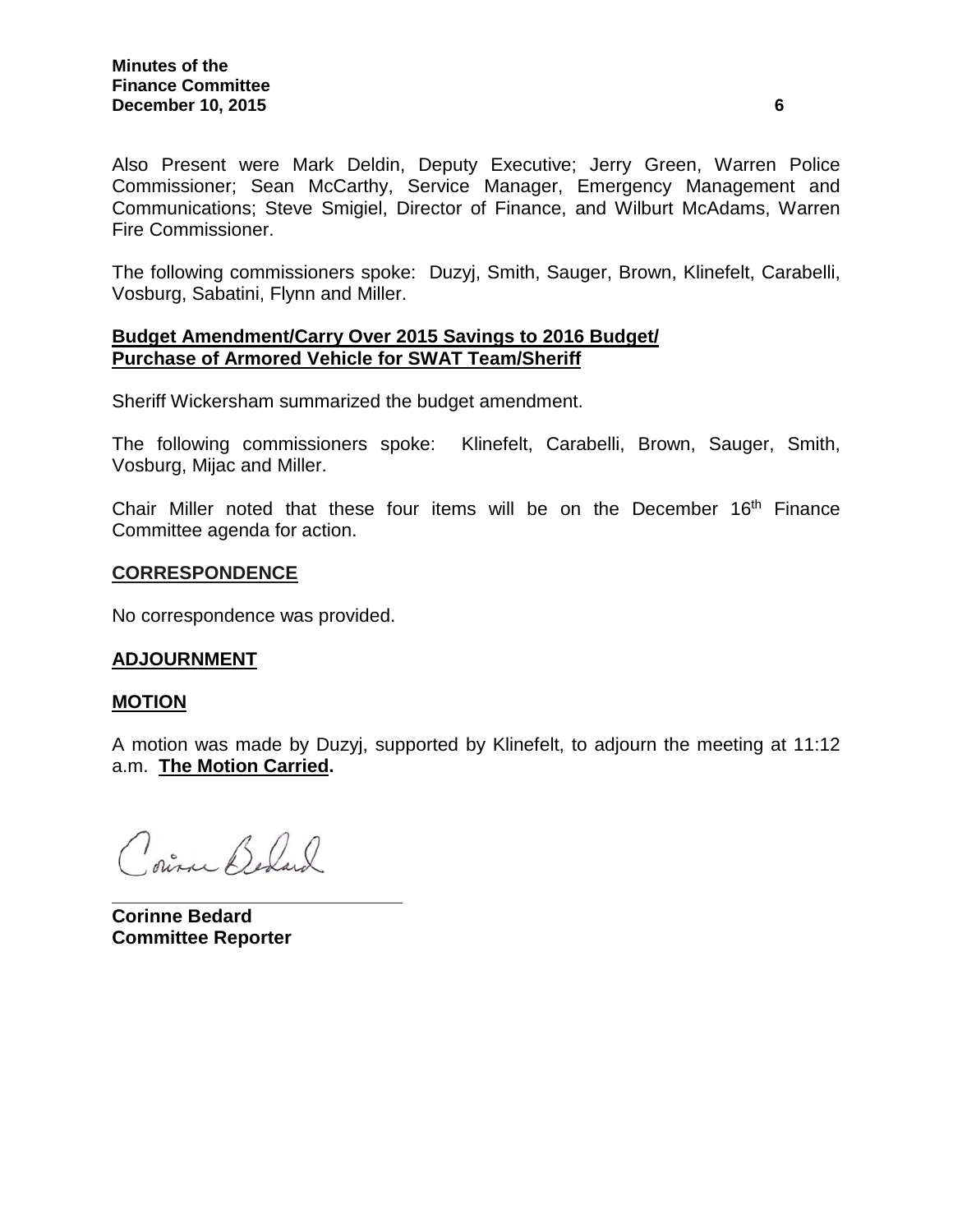Also Present were Mark Deldin, Deputy Executive; Jerry Green, Warren Police Commissioner; Sean McCarthy, Service Manager, Emergency Management and Communications; Steve Smigiel, Director of Finance, and Wilburt McAdams, Warren Fire Commissioner.

The following commissioners spoke: Duzyj, Smith, Sauger, Brown, Klinefelt, Carabelli, Vosburg, Sabatini, Flynn and Miller.

**Budget Amendment/Carry Over 2015 Savings to 2016 Budget/ Purchase of Armored Vehicle for SWAT Team/Sheriff**

Sheriff Wickersham summarized the budget amendment.

The following commissioners spoke: Klinefelt, Carabelli, Brown, Sauger, Smith, Vosburg, Mijac and Miller.

Chair Miller noted that these four items will be on the December 16th Finance Committee agenda for action.

**CORRESPONDENCE**

No correspondence was provided.

**ADJOURNMENT**

**MOTION**

A motion was made by Duzyj, supported by Klinefelt, to adjourn the meeting at 11:12 a.m. **The Motion Carried.**

Corinne Bedard

\_\_\_\_\_\_\_\_\_\_\_\_\_\_\_\_\_\_\_\_\_\_\_\_\_\_\_\_

**Corinne Bedard**
**Committee Reporter**